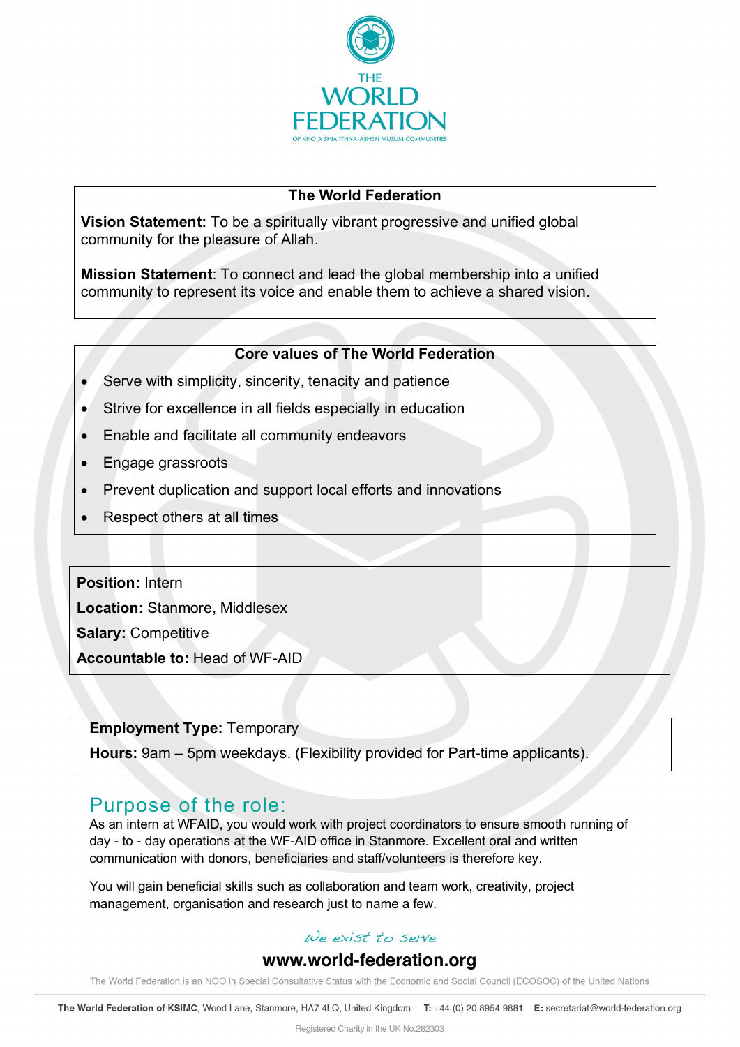THE WORLD FEDERATION

OF KHOJA SHIA ITHNA-ASHERI MUSLIM COMMUNITIES

## The World Federation

**Vision Statement:** To be a spiritually vibrant progressive and unified global community for the pleasure of Allah.

**Mission Statement**: To connect and lead the global membership into a unified community to represent its voice and enable them to achieve a shared vision.

## Core values of The World Federation

- Serve with simplicity, sincerity, tenacity and patience
- Strive for excellence in all fields especially in education
- Enable and facilitate all community endeavors
- Engage grassroots
- Prevent duplication and support local efforts and innovations
- Respect others at all times

**Position:** Intern

**Location:** Stanmore, Middlesex

**Salary:** Competitive

**Accountable to:** Head of WF-AID

**Employment Type:** Temporary

**Hours:** 9am – 5pm weekdays. (Flexibility provided for Part-time applicants).

## Purpose of the role:

As an intern at WFAID, you would work with project coordinators to ensure smooth running of day - to - day operations at the WF-AID office in Stanmore. Excellent oral and written communication with donors, beneficiaries and staff/volunteers is therefore key.

You will gain beneficial skills such as collaboration and team work, creativity, project management, organisation and research just to name a few.

*We exist to serve*

**www.world-federation.org**

The World Federation is an NGO in Special Consultative Status with the Economic and Social Council (ECOSOC) of the United Nations

**The World Federation of KSIMC**, Wood Lane, Stanmore, HA7 4LQ, United Kingdom **T:** +44 (0) 20 8954 9881 **E:** secretariat@world-federation.org

Registered Charity in the UK No.282303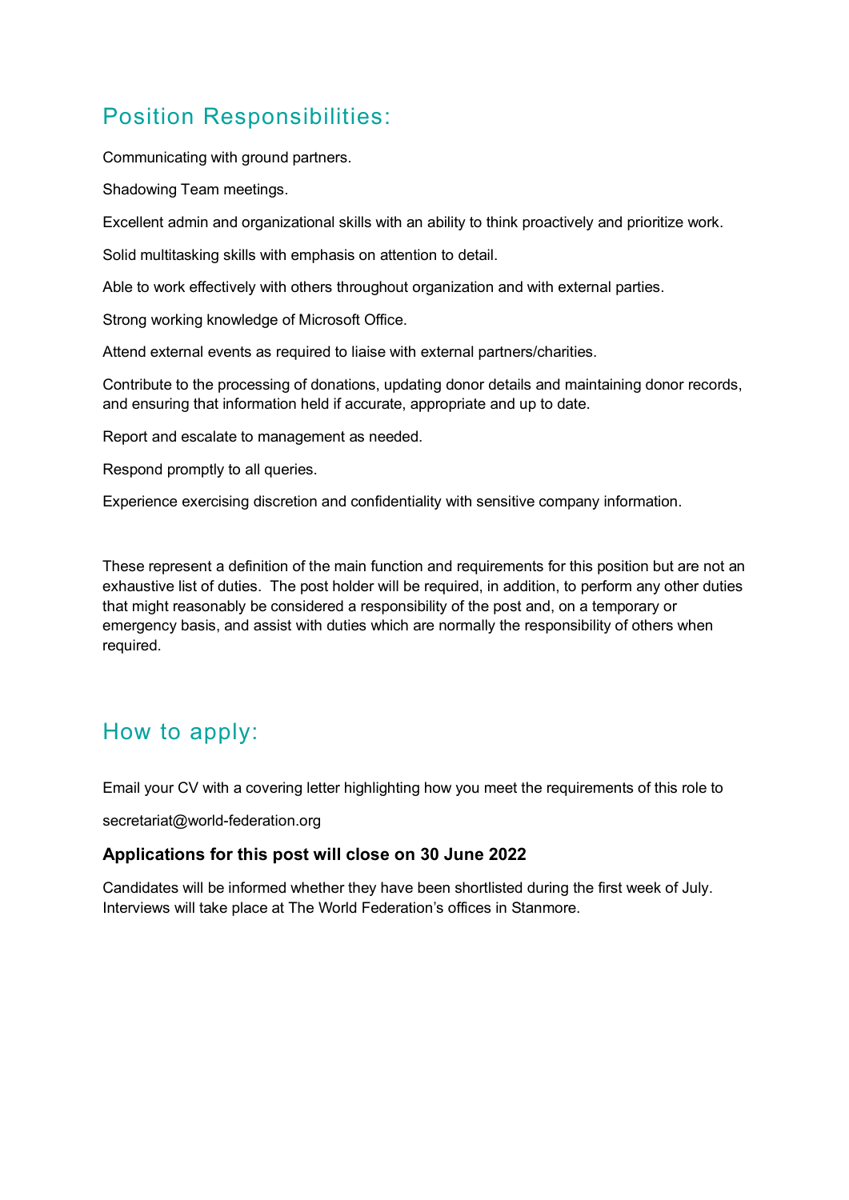## Position Responsibilities:

Communicating with ground partners.

Shadowing Team meetings.

Excellent admin and organizational skills with an ability to think proactively and prioritize work.

Solid multitasking skills with emphasis on attention to detail.

Able to work effectively with others throughout organization and with external parties.

Strong working knowledge of Microsoft Office.

Attend external events as required to liaise with external partners/charities.

Contribute to the processing of donations, updating donor details and maintaining donor records, and ensuring that information held if accurate, appropriate and up to date.

Report and escalate to management as needed.

Respond promptly to all queries.

Experience exercising discretion and confidentiality with sensitive company information.

These represent a definition of the main function and requirements for this position but are not an exhaustive list of duties. The post holder will be required, in addition, to perform any other duties that might reasonably be considered a responsibility of the post and, on a temporary or emergency basis, and assist with duties which are normally the responsibility of others when required.

## How to apply:

Email your CV with a covering letter highlighting how you meet the requirements of this role to

secretariat@world-federation.org

**Applications for this post will close on 30 June 2022**

Candidates will be informed whether they have been shortlisted during the first week of July. Interviews will take place at The World Federation's offices in Stanmore.